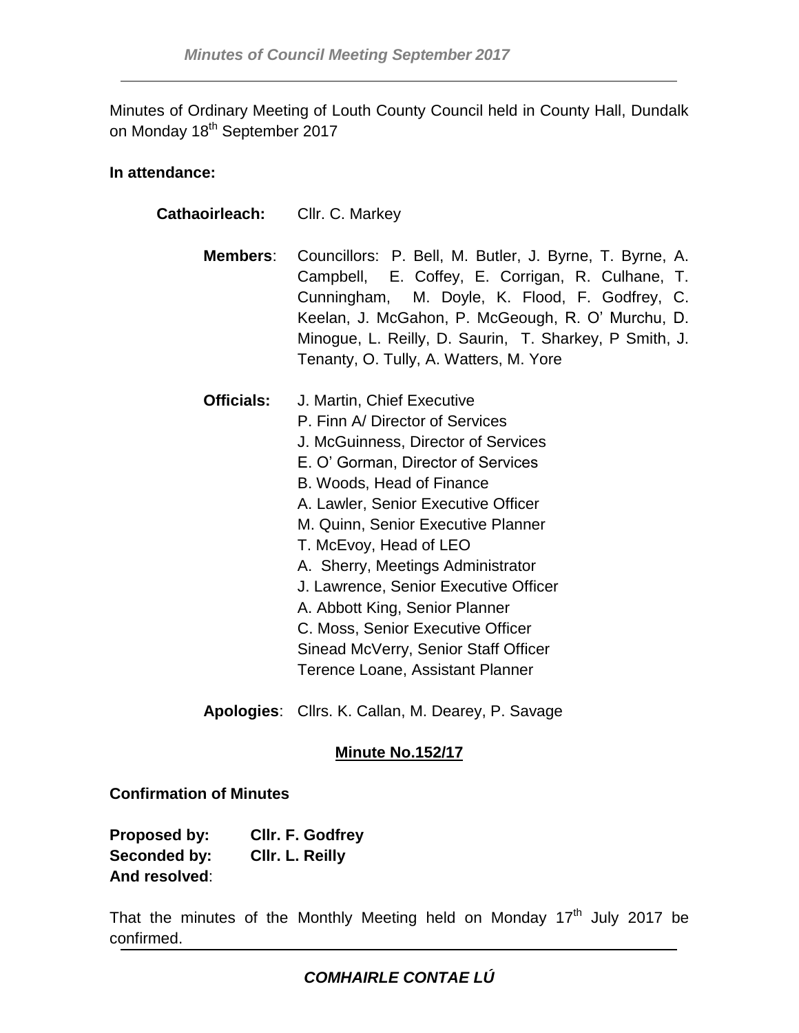Minutes of Ordinary Meeting of Louth County Council held in County Hall, Dundalk on Monday 18th September 2017

**In attendance:**

**Cathaoirleach:** Cllr. C. Markey

**Members**: Councillors: P. Bell, M. Butler, J. Byrne, T. Byrne, A. Campbell, E. Coffey, E. Corrigan, R. Culhane, T. Cunningham, M. Doyle, K. Flood, F. Godfrey, C. Keelan, J. McGahon, P. McGeough, R. O' Murchu, D. Minogue, L. Reilly, D. Saurin, T. Sharkey, P Smith, J. Tenanty, O. Tully, A. Watters, M. Yore

**Officials:** J. Martin, Chief Executive
P. Finn A/ Director of Services
J. McGuinness, Director of Services
E. O' Gorman, Director of Services
B. Woods, Head of Finance
A. Lawler, Senior Executive Officer
M. Quinn, Senior Executive Planner
T. McEvoy, Head of LEO
A. Sherry, Meetings Administrator
J. Lawrence, Senior Executive Officer
A. Abbott King, Senior Planner
C. Moss, Senior Executive Officer
Sinead McVerry, Senior Staff Officer
Terence Loane, Assistant Planner

**Apologies**: Cllrs. K. Callan, M. Dearey, P. Savage

## Minute No.152/17

**Confirmation of Minutes**

**Proposed by:** **Cllr. F. Godfrey**
**Seconded by:** **Cllr. L. Reilly**
**And resolved**:

That the minutes of the Monthly Meeting held on Monday 17th July 2017 be confirmed.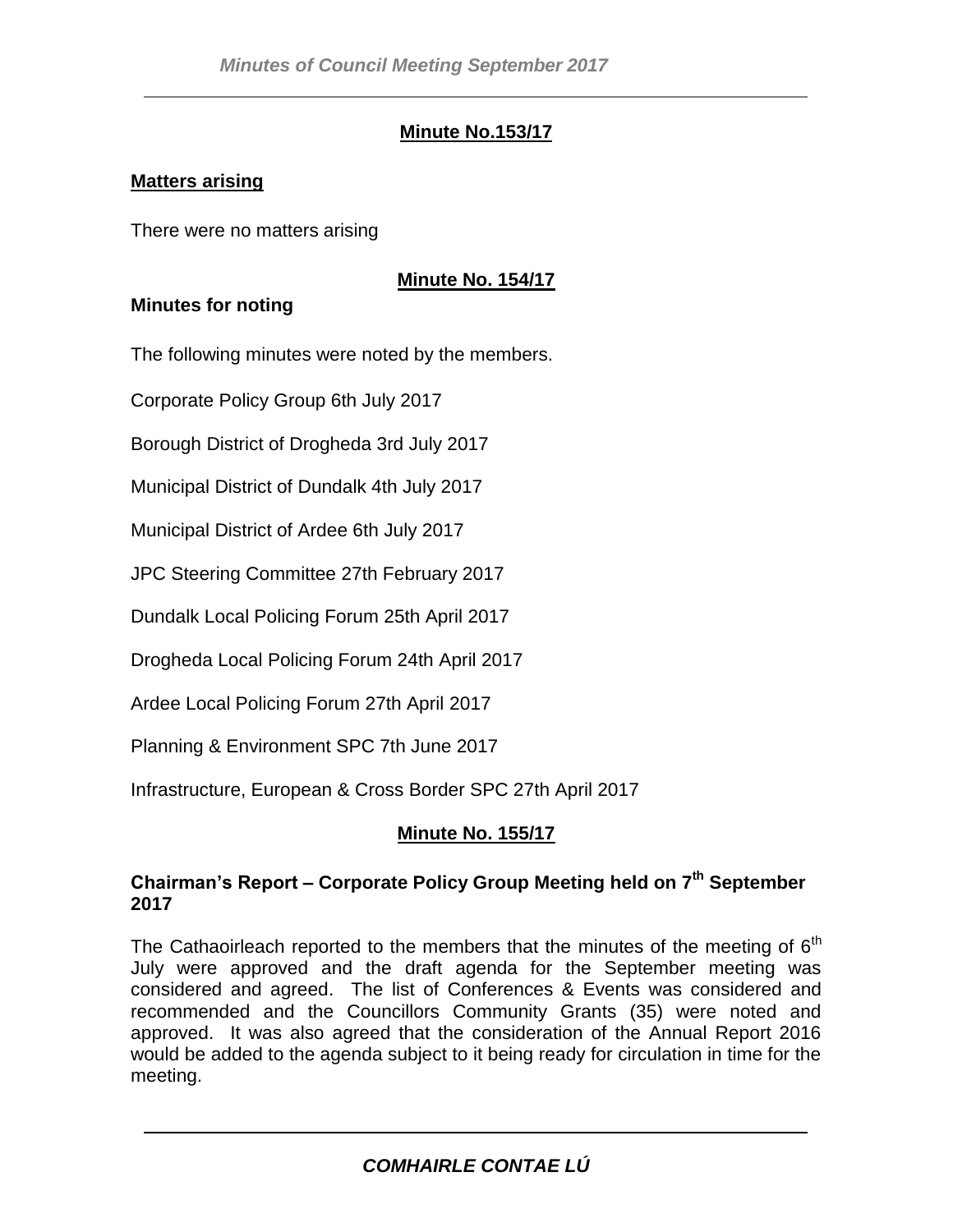## Minute No.153/17

**Matters arising**

There were no matters arising

## Minute No. 154/17

**Minutes for noting**

The following minutes were noted by the members.

Corporate Policy Group 6th July 2017

Borough District of Drogheda 3rd July 2017

Municipal District of Dundalk 4th July 2017

Municipal District of Ardee 6th July 2017

JPC Steering Committee 27th February 2017

Dundalk Local Policing Forum 25th April 2017

Drogheda Local Policing Forum 24th April 2017

Ardee Local Policing Forum 27th April 2017

Planning & Environment SPC 7th June 2017

Infrastructure, European & Cross Border SPC 27th April 2017

## Minute No. 155/17

**Chairman's Report – Corporate Policy Group Meeting held on 7th September 2017**

The Cathaoirleach reported to the members that the minutes of the meeting of 6th July were approved and the draft agenda for the September meeting was considered and agreed. The list of Conferences & Events was considered and recommended and the Councillors Community Grants (35) were noted and approved. It was also agreed that the consideration of the Annual Report 2016 would be added to the agenda subject to it being ready for circulation in time for the meeting.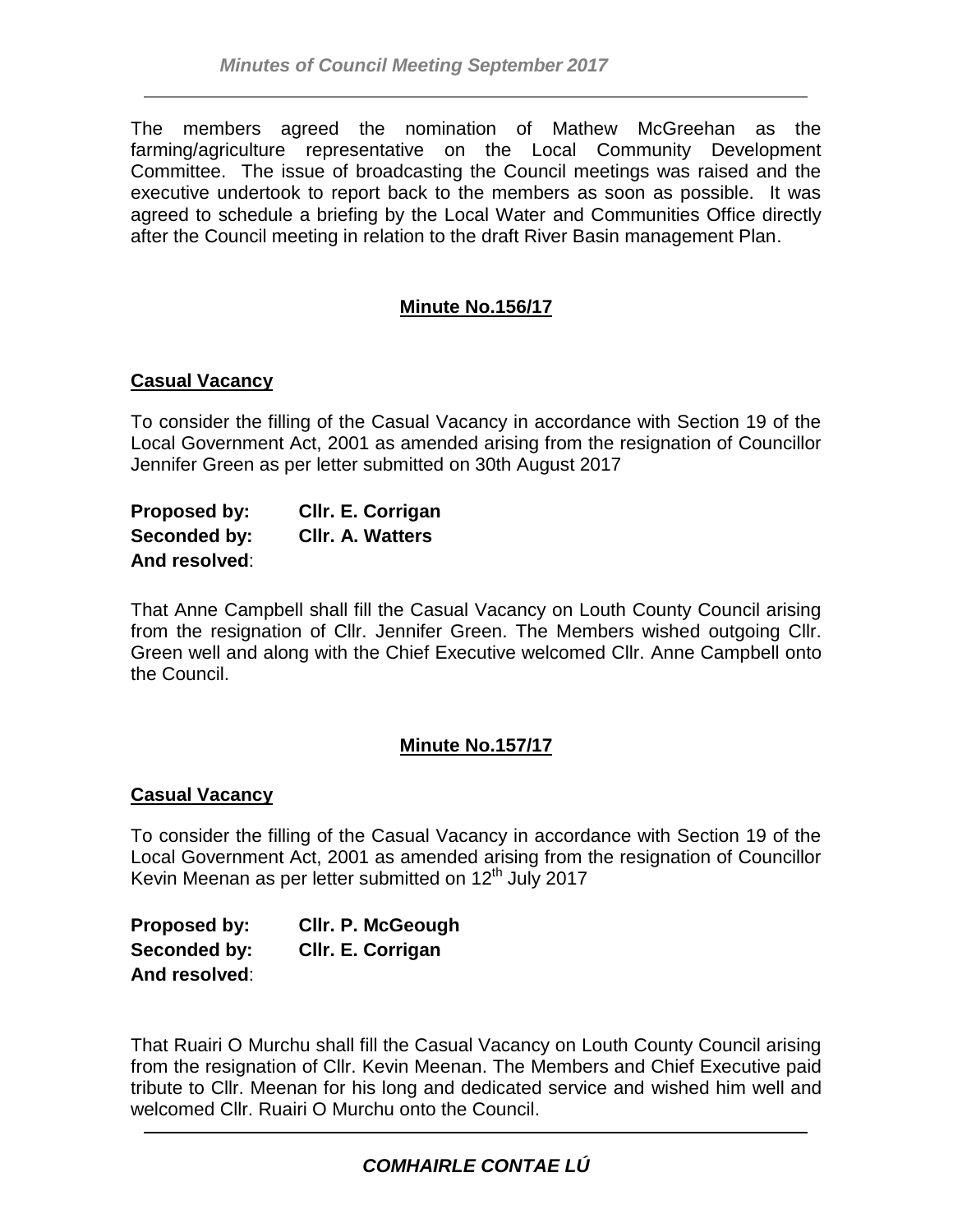The members agreed the nomination of Mathew McGreehan as the farming/agriculture representative on the Local Community Development Committee. The issue of broadcasting the Council meetings was raised and the executive undertook to report back to the members as soon as possible. It was agreed to schedule a briefing by the Local Water and Communities Office directly after the Council meeting in relation to the draft River Basin management Plan.

## Minute No.156/17

### Casual Vacancy

To consider the filling of the Casual Vacancy in accordance with Section 19 of the Local Government Act, 2001 as amended arising from the resignation of Councillor Jennifer Green as per letter submitted on 30th August 2017

**Proposed by:** **Cllr. E. Corrigan**
**Seconded by:** **Cllr. A. Watters**
**And resolved**:

That Anne Campbell shall fill the Casual Vacancy on Louth County Council arising from the resignation of Cllr. Jennifer Green. The Members wished outgoing Cllr. Green well and along with the Chief Executive welcomed Cllr. Anne Campbell onto the Council.

## Minute No.157/17

### Casual Vacancy

To consider the filling of the Casual Vacancy in accordance with Section 19 of the Local Government Act, 2001 as amended arising from the resignation of Councillor Kevin Meenan as per letter submitted on 12th July 2017

**Proposed by:** **Cllr. P. McGeough**
**Seconded by:** **Cllr. E. Corrigan**
**And resolved**:

That Ruairi O Murchu shall fill the Casual Vacancy on Louth County Council arising from the resignation of Cllr. Kevin Meenan. The Members and Chief Executive paid tribute to Cllr. Meenan for his long and dedicated service and wished him well and welcomed Cllr. Ruairi O Murchu onto the Council.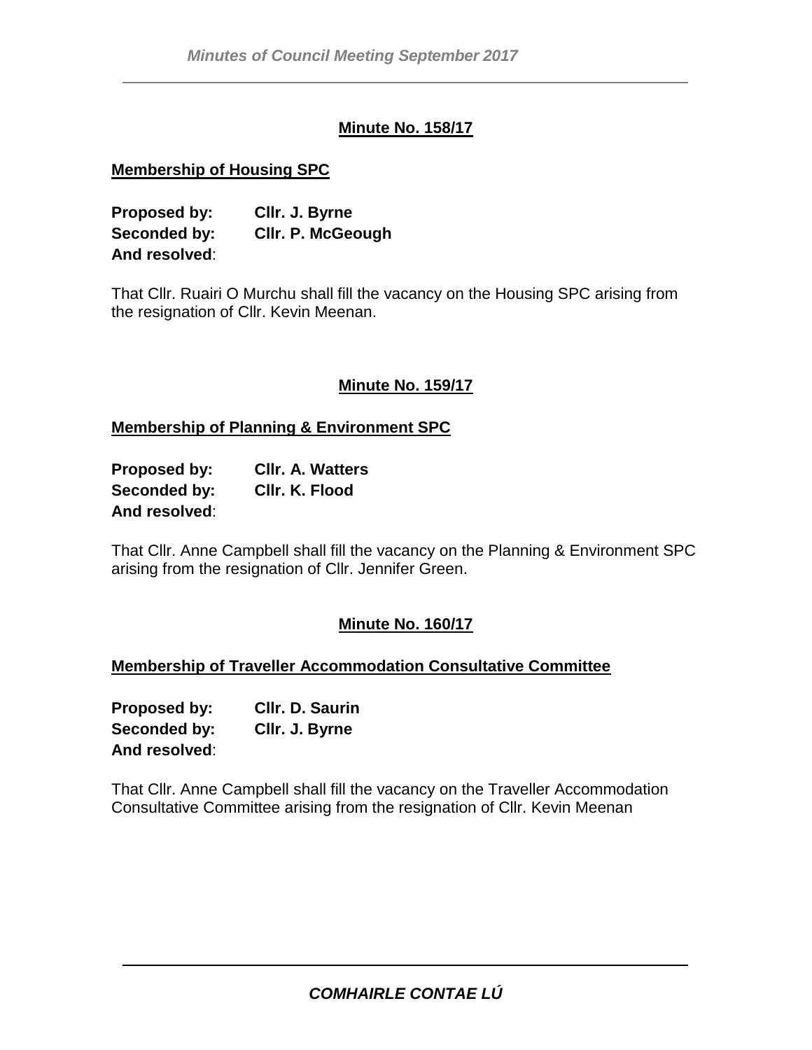## Minute No. 158/17

### Membership of Housing SPC

**Proposed by:** **Cllr. J. Byrne**
**Seconded by:** **Cllr. P. McGeough**
**And resolved**:

That Cllr. Ruairi O Murchu shall fill the vacancy on the Housing SPC arising from the resignation of Cllr. Kevin Meenan.

## Minute No. 159/17

### Membership of Planning & Environment SPC

**Proposed by:** **Cllr. A. Watters**
**Seconded by:** **Cllr. K. Flood**
**And resolved**:

That Cllr. Anne Campbell shall fill the vacancy on the Planning & Environment SPC arising from the resignation of Cllr. Jennifer Green.

## Minute No. 160/17

### Membership of Traveller Accommodation Consultative Committee

**Proposed by:** **Cllr. D. Saurin**
**Seconded by:** **Cllr. J. Byrne**
**And resolved**:

That Cllr. Anne Campbell shall fill the vacancy on the Traveller Accommodation Consultative Committee arising from the resignation of Cllr. Kevin Meenan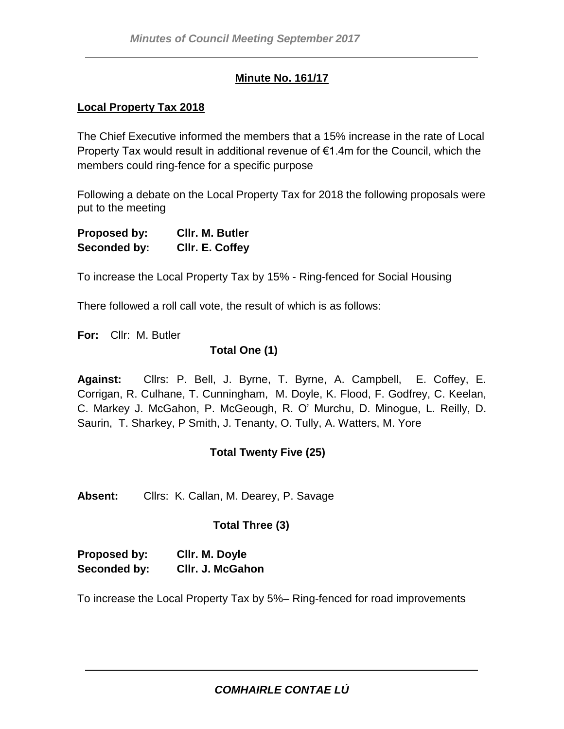## Minute No. 161/17

### Local Property Tax 2018

The Chief Executive informed the members that a 15% increase in the rate of Local Property Tax would result in additional revenue of €1.4m for the Council, which the members could ring-fence for a specific purpose

Following a debate on the Local Property Tax for 2018 the following proposals were put to the meeting

**Proposed by: Cllr. M. Butler**
**Seconded by: Cllr. E. Coffey**

To increase the Local Property Tax by 15% - Ring-fenced for Social Housing

There followed a roll call vote, the result of which is as follows:

**For:** Cllr: M. Butler

**Total One (1)**

**Against:** Cllrs: P. Bell, J. Byrne, T. Byrne, A. Campbell, E. Coffey, E. Corrigan, R. Culhane, T. Cunningham, M. Doyle, K. Flood, F. Godfrey, C. Keelan, C. Markey J. McGahon, P. McGeough, R. O' Murchu, D. Minogue, L. Reilly, D. Saurin, T. Sharkey, P Smith, J. Tenanty, O. Tully, A. Watters, M. Yore

**Total Twenty Five (25)**

**Absent:** Cllrs: K. Callan, M. Dearey, P. Savage

**Total Three (3)**

**Proposed by: Cllr. M. Doyle**
**Seconded by: Cllr. J. McGahon**

To increase the Local Property Tax by 5%– Ring-fenced for road improvements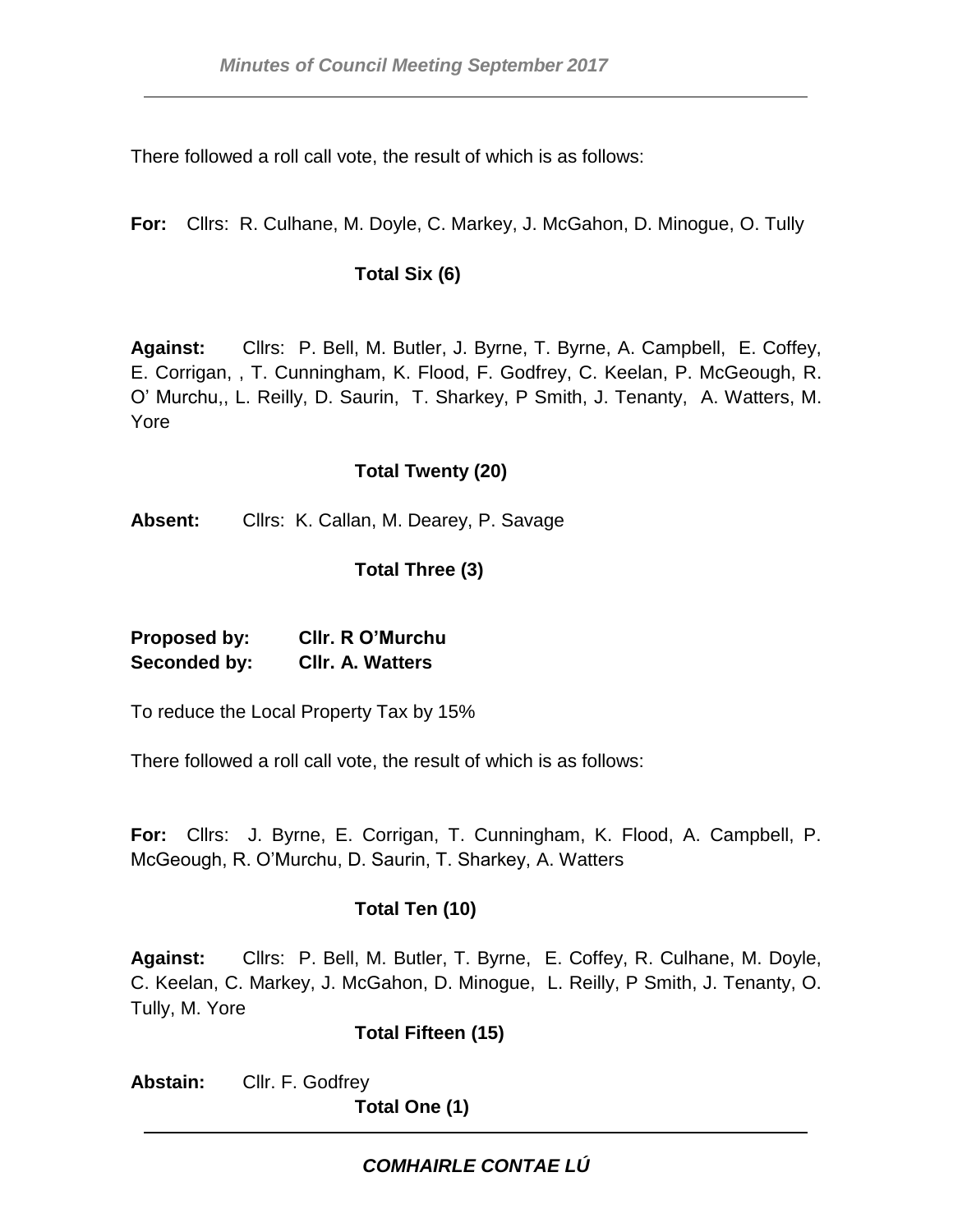There followed a roll call vote, the result of which is as follows:

**For:** Cllrs: R. Culhane, M. Doyle, C. Markey, J. McGahon, D. Minogue, O. Tully

**Total Six (6)**

**Against:** Cllrs: P. Bell, M. Butler, J. Byrne, T. Byrne, A. Campbell, E. Coffey, E. Corrigan, , T. Cunningham, K. Flood, F. Godfrey, C. Keelan, P. McGeough, R. O' Murchu,, L. Reilly, D. Saurin, T. Sharkey, P Smith, J. Tenanty, A. Watters, M. Yore

**Total Twenty (20)**

**Absent:** Cllrs: K. Callan, M. Dearey, P. Savage

**Total Three (3)**

**Proposed by:** **Cllr. R O'Murchu**
**Seconded by:** **Cllr. A. Watters**

To reduce the Local Property Tax by 15%

There followed a roll call vote, the result of which is as follows:

**For:** Cllrs: J. Byrne, E. Corrigan, T. Cunningham, K. Flood, A. Campbell, P. McGeough, R. O'Murchu, D. Saurin, T. Sharkey, A. Watters

**Total Ten (10)**

**Against:** Cllrs: P. Bell, M. Butler, T. Byrne, E. Coffey, R. Culhane, M. Doyle, C. Keelan, C. Markey, J. McGahon, D. Minogue, L. Reilly, P Smith, J. Tenanty, O. Tully, M. Yore

**Total Fifteen (15)**

**Abstain:** Cllr. F. Godfrey

**Total One (1)**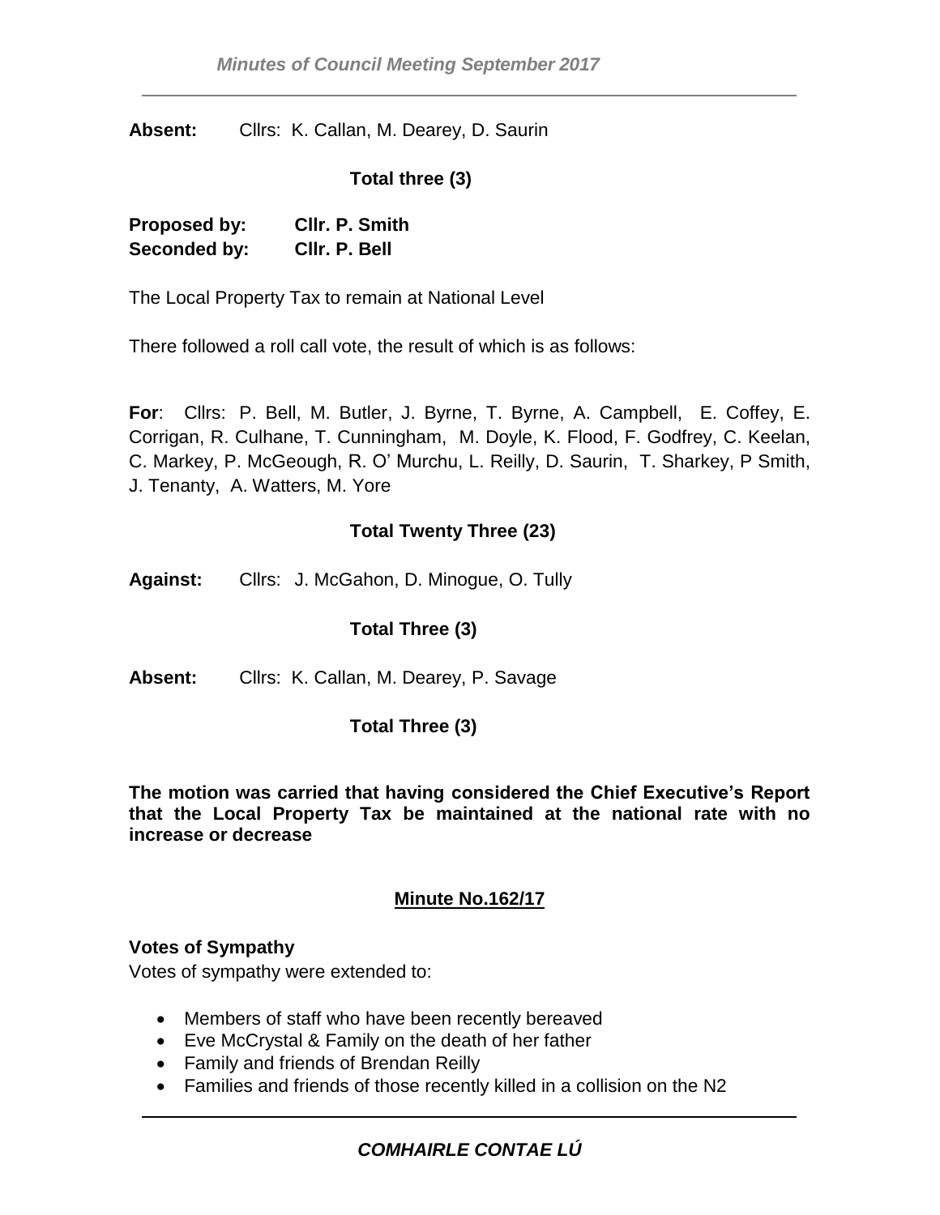**Absent:** Cllrs: K. Callan, M. Dearey, D. Saurin

**Total three (3)**

**Proposed by: Cllr. P. Smith**
**Seconded by: Cllr. P. Bell**

The Local Property Tax to remain at National Level

There followed a roll call vote, the result of which is as follows:

**For**: Cllrs: P. Bell, M. Butler, J. Byrne, T. Byrne, A. Campbell, E. Coffey, E. Corrigan, R. Culhane, T. Cunningham, M. Doyle, K. Flood, F. Godfrey, C. Keelan, C. Markey, P. McGeough, R. O' Murchu, L. Reilly, D. Saurin, T. Sharkey, P Smith, J. Tenanty, A. Watters, M. Yore

**Total Twenty Three (23)**

**Against:** Cllrs: J. McGahon, D. Minogue, O. Tully

**Total Three (3)**

**Absent:** Cllrs: K. Callan, M. Dearey, P. Savage

**Total Three (3)**

**The motion was carried that having considered the Chief Executive's Report that the Local Property Tax be maintained at the national rate with no increase or decrease**

**Minute No.162/17**

**Votes of Sympathy**

Votes of sympathy were extended to:

- Members of staff who have been recently bereaved
- Eve McCrystal & Family on the death of her father
- Family and friends of Brendan Reilly
- Families and friends of those recently killed in a collision on the N2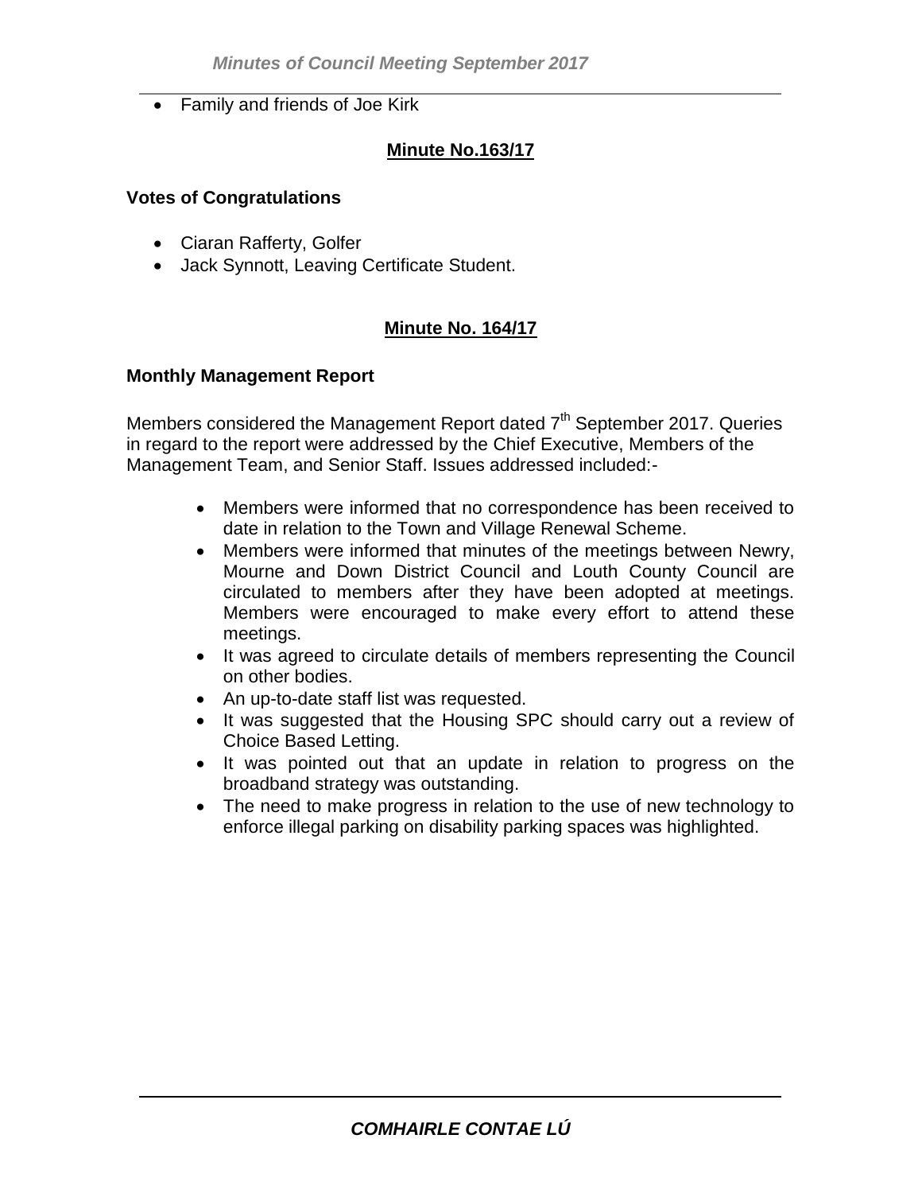- Family and friends of Joe Kirk

**Minute No.163/17**

**Votes of Congratulations**

- Ciaran Rafferty, Golfer
- Jack Synnott, Leaving Certificate Student.

**Minute No. 164/17**

**Monthly Management Report**

Members considered the Management Report dated 7th September 2017. Queries in regard to the report were addressed by the Chief Executive, Members of the Management Team, and Senior Staff. Issues addressed included:-

- Members were informed that no correspondence has been received to date in relation to the Town and Village Renewal Scheme.
- Members were informed that minutes of the meetings between Newry, Mourne and Down District Council and Louth County Council are circulated to members after they have been adopted at meetings. Members were encouraged to make every effort to attend these meetings.
- It was agreed to circulate details of members representing the Council on other bodies.
- An up-to-date staff list was requested.
- It was suggested that the Housing SPC should carry out a review of Choice Based Letting.
- It was pointed out that an update in relation to progress on the broadband strategy was outstanding.
- The need to make progress in relation to the use of new technology to enforce illegal parking on disability parking spaces was highlighted.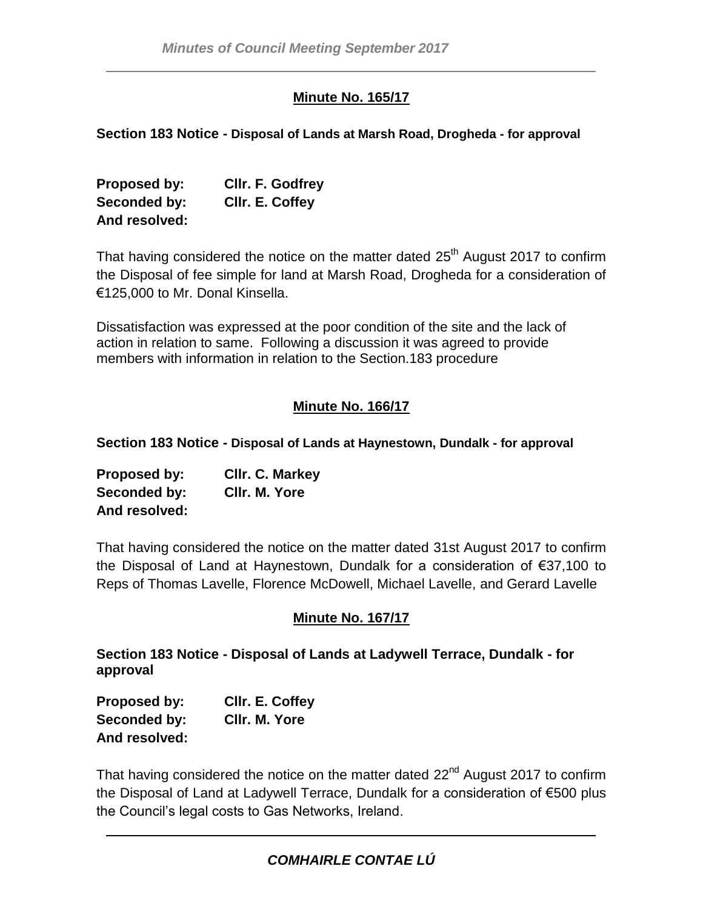## Minute No. 165/17

**Section 183 Notice - Disposal of Lands at Marsh Road, Drogheda - for approval**

**Proposed by:** **Cllr. F. Godfrey**
**Seconded by:** **Cllr. E. Coffey**
**And resolved:**

That having considered the notice on the matter dated 25th August 2017 to confirm the Disposal of fee simple for land at Marsh Road, Drogheda for a consideration of €125,000 to Mr. Donal Kinsella.

Dissatisfaction was expressed at the poor condition of the site and the lack of action in relation to same. Following a discussion it was agreed to provide members with information in relation to the Section.183 procedure

## Minute No. 166/17

**Section 183 Notice - Disposal of Lands at Haynestown, Dundalk - for approval**

**Proposed by:** **Cllr. C. Markey**
**Seconded by:** **Cllr. M. Yore**
**And resolved:**

That having considered the notice on the matter dated 31st August 2017 to confirm the Disposal of Land at Haynestown, Dundalk for a consideration of €37,100 to Reps of Thomas Lavelle, Florence McDowell, Michael Lavelle, and Gerard Lavelle

## Minute No. 167/17

**Section 183 Notice - Disposal of Lands at Ladywell Terrace, Dundalk - for approval**

**Proposed by:** **Cllr. E. Coffey**
**Seconded by:** **Cllr. M. Yore**
**And resolved:**

That having considered the notice on the matter dated 22nd August 2017 to confirm the Disposal of Land at Ladywell Terrace, Dundalk for a consideration of €500 plus the Council's legal costs to Gas Networks, Ireland.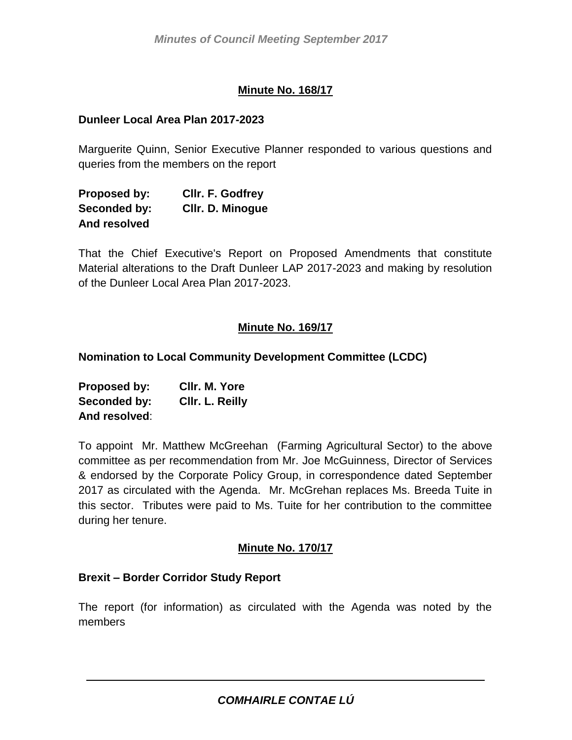## Minute No. 168/17

**Dunleer Local Area Plan 2017-2023**

Marguerite Quinn, Senior Executive Planner responded to various questions and queries from the members on the report

**Proposed by:** **Cllr. F. Godfrey**
**Seconded by:** **Cllr. D. Minogue**
**And resolved**

That the Chief Executive's Report on Proposed Amendments that constitute Material alterations to the Draft Dunleer LAP 2017-2023 and making by resolution of the Dunleer Local Area Plan 2017-2023.

## Minute No. 169/17

**Nomination to Local Community Development Committee (LCDC)**

**Proposed by:** **Cllr. M. Yore**
**Seconded by:** **Cllr. L. Reilly**
**And resolved**:

To appoint Mr. Matthew McGreehan (Farming Agricultural Sector) to the above committee as per recommendation from Mr. Joe McGuinness, Director of Services & endorsed by the Corporate Policy Group, in correspondence dated September 2017 as circulated with the Agenda. Mr. McGrehan replaces Ms. Breeda Tuite in this sector. Tributes were paid to Ms. Tuite for her contribution to the committee during her tenure.

## Minute No. 170/17

**Brexit – Border Corridor Study Report**

The report (for information) as circulated with the Agenda was noted by the members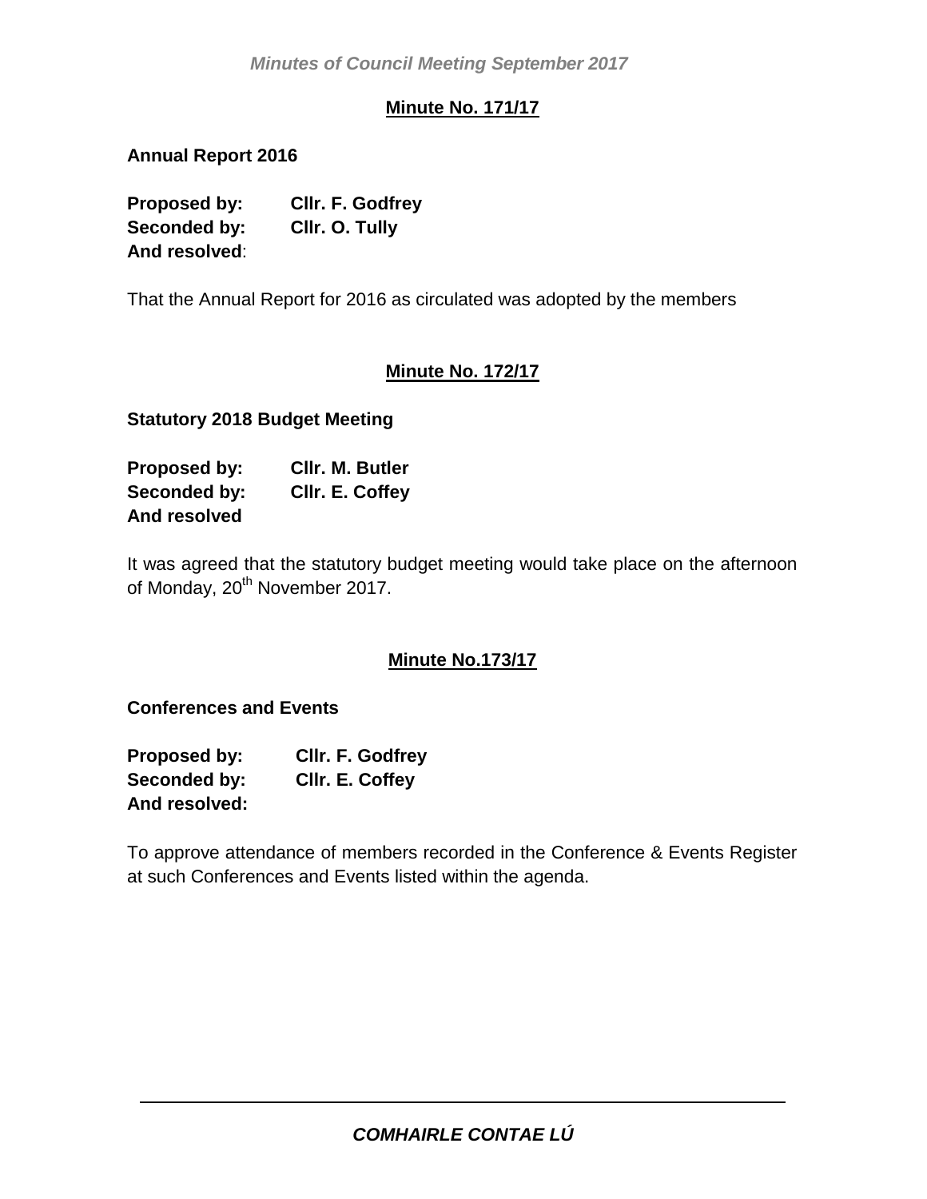**Minute No. 171/17**

**Annual Report 2016**

**Proposed by:** **Cllr. F. Godfrey**
**Seconded by:** **Cllr. O. Tully**
**And resolved**:

That the Annual Report for 2016 as circulated was adopted by the members

**Minute No. 172/17**

**Statutory 2018 Budget Meeting**

**Proposed by:** **Cllr. M. Butler**
**Seconded by:** **Cllr. E. Coffey**
**And resolved**

It was agreed that the statutory budget meeting would take place on the afternoon of Monday, 20th November 2017.

**Minute No.173/17**

**Conferences and Events**

**Proposed by:** **Cllr. F. Godfrey**
**Seconded by:** **Cllr. E. Coffey**
**And resolved:**

To approve attendance of members recorded in the Conference & Events Register at such Conferences and Events listed within the agenda.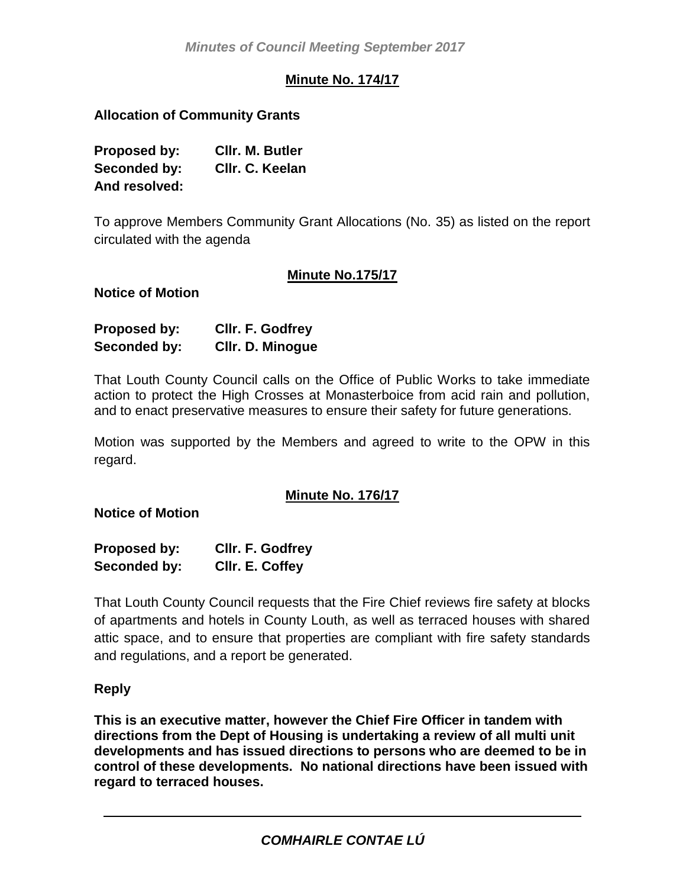## Minute No. 174/17

**Allocation of Community Grants**

**Proposed by:** **Cllr. M. Butler**
**Seconded by:** **Cllr. C. Keelan**
**And resolved:**

To approve Members Community Grant Allocations (No. 35) as listed on the report circulated with the agenda

## Minute No.175/17

**Notice of Motion**

**Proposed by:** **Cllr. F. Godfrey**
**Seconded by:** **Cllr. D. Minogue**

That Louth County Council calls on the Office of Public Works to take immediate action to protect the High Crosses at Monasterboice from acid rain and pollution, and to enact preservative measures to ensure their safety for future generations.

Motion was supported by the Members and agreed to write to the OPW in this regard.

## Minute No. 176/17

**Notice of Motion**

**Proposed by:** **Cllr. F. Godfrey**
**Seconded by:** **Cllr. E. Coffey**

That Louth County Council requests that the Fire Chief reviews fire safety at blocks of apartments and hotels in County Louth, as well as terraced houses with shared attic space, and to ensure that properties are compliant with fire safety standards and regulations, and a report be generated.

**Reply**

**This is an executive matter, however the Chief Fire Officer in tandem with directions from the Dept of Housing is undertaking a review of all multi unit developments and has issued directions to persons who are deemed to be in control of these developments. No national directions have been issued with regard to terraced houses.**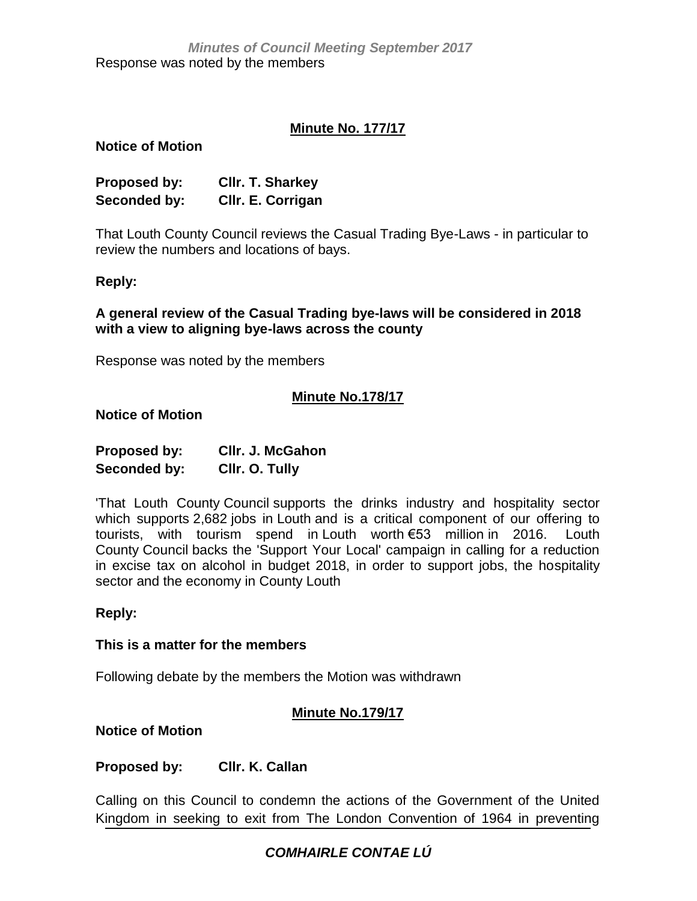Response was noted by the members

**Minute No. 177/17**

**Notice of Motion**

**Proposed by:** **Cllr. T. Sharkey**
**Seconded by:** **Cllr. E. Corrigan**

That Louth County Council reviews the Casual Trading Bye-Laws - in particular to review the numbers and locations of bays.

**Reply:**

**A general review of the Casual Trading bye-laws will be considered in 2018 with a view to aligning bye-laws across the county**

Response was noted by the members

**Minute No.178/17**

**Notice of Motion**

**Proposed by:** **Cllr. J. McGahon**
**Seconded by:** **Cllr. O. Tully**

'That Louth County Council supports the drinks industry and hospitality sector which supports 2,682 jobs in Louth and is a critical component of our offering to tourists, with tourism spend in Louth worth €53 million in 2016. Louth County Council backs the 'Support Your Local' campaign in calling for a reduction in excise tax on alcohol in budget 2018, in order to support jobs, the hospitality sector and the economy in County Louth

**Reply:**

**This is a matter for the members**

Following debate by the members the Motion was withdrawn

**Minute No.179/17**

**Notice of Motion**

**Proposed by:** **Cllr. K. Callan**

Calling on this Council to condemn the actions of the Government of the United Kingdom in seeking to exit from The London Convention of 1964 in preventing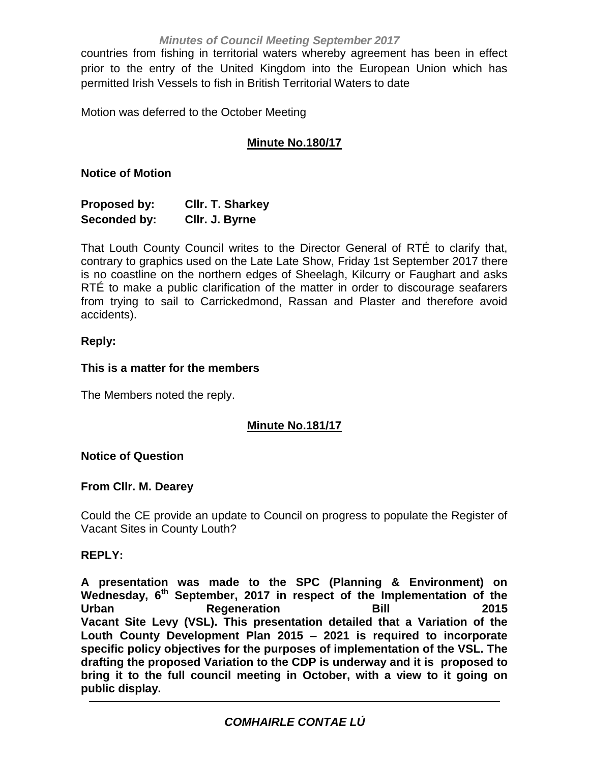countries from fishing in territorial waters whereby agreement has been in effect prior to the entry of the United Kingdom into the European Union which has permitted Irish Vessels to fish in British Territorial Waters to date

Motion was deferred to the October Meeting

**Minute No.180/17**

**Notice of Motion**

**Proposed by:** **Cllr. T. Sharkey**
**Seconded by:** **Cllr. J. Byrne**

That Louth County Council writes to the Director General of RTÉ to clarify that, contrary to graphics used on the Late Late Show, Friday 1st September 2017 there is no coastline on the northern edges of Sheelagh, Kilcurry or Faughart and asks RTÉ to make a public clarification of the matter in order to discourage seafarers from trying to sail to Carrickedmond, Rassan and Plaster and therefore avoid accidents).

**Reply:**

**This is a matter for the members**

The Members noted the reply.

**Minute No.181/17**

**Notice of Question**

**From Cllr. M. Dearey**

Could the CE provide an update to Council on progress to populate the Register of Vacant Sites in County Louth?

**REPLY:**

**A presentation was made to the SPC (Planning & Environment) on Wednesday, 6th September, 2017 in respect of the Implementation of the Urban Regeneration Bill 2015 Vacant Site Levy (VSL). This presentation detailed that a Variation of the Louth County Development Plan 2015 – 2021 is required to incorporate specific policy objectives for the purposes of implementation of the VSL. The drafting the proposed Variation to the CDP is underway and it is proposed to bring it to the full council meeting in October, with a view to it going on public display.**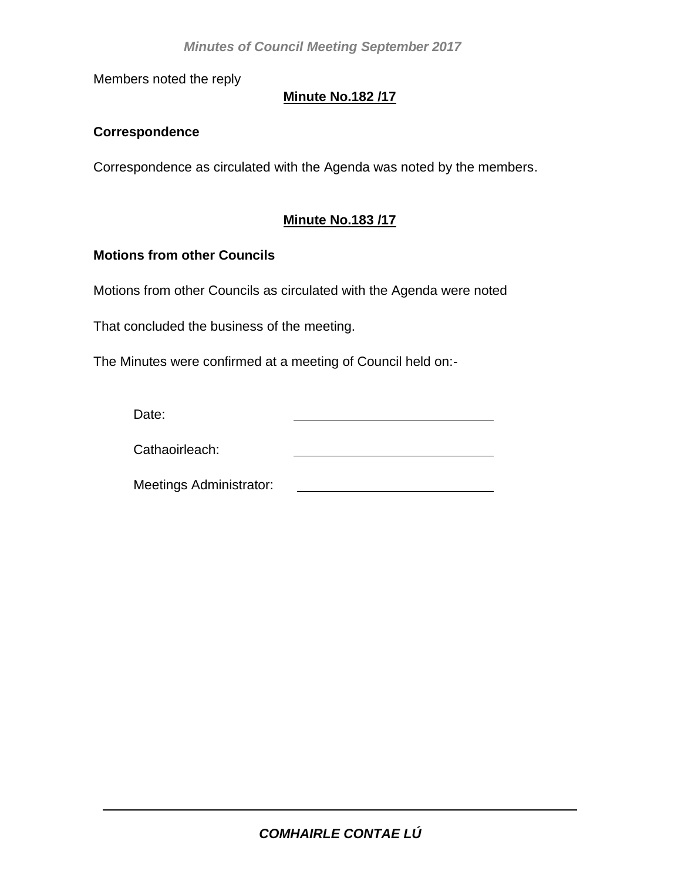Members noted the reply

**Minute No.182 /17**

**Correspondence**

Correspondence as circulated with the Agenda was noted by the members.

**Minute No.183 /17**

**Motions from other Councils**

Motions from other Councils as circulated with the Agenda were noted

That concluded the business of the meeting.

The Minutes were confirmed at a meeting of Council held on:-

Date: ____________________________

Cathaoirleach: ____________________________

Meetings Administrator: ____________________________